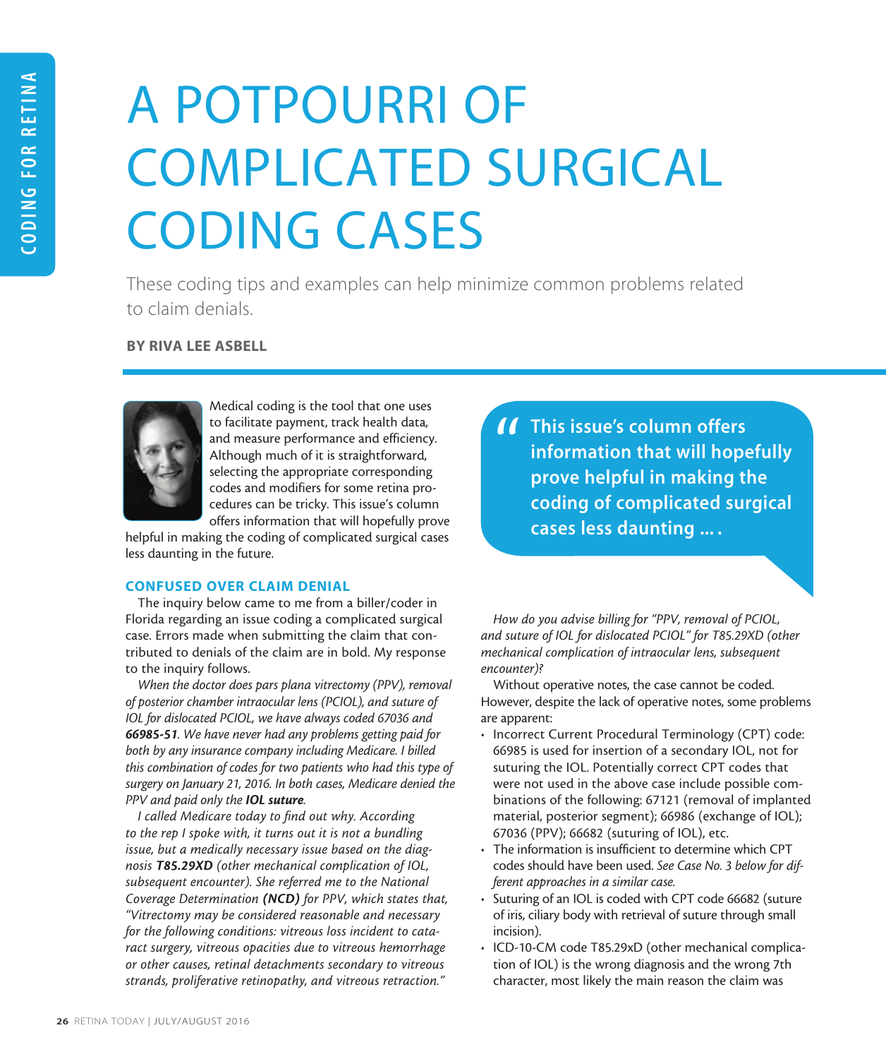# A POTPOURRI OF COMPLICATED SURGICAL CODING CASES

These coding tips and examples can help minimize common problems related to claim denials.

**BY RIVA LEE ASBELL**

Medical coding is the tool that one uses to facilitate payment, track health data, and measure performance and efficiency. Although much of it is straightforward, selecting the appropriate corresponding codes and modifiers for some retina procedures can be tricky. This issue's column offers information that will hopefully prove helpful in making the coding of complicated surgical cases less daunting in the future.

> **This issue's column offers information that will hopefully prove helpful in making the coding of complicated surgical cases less daunting … .**

## CONFUSED OVER CLAIM DENIAL

The inquiry below came to me from a biller/coder in Florida regarding an issue coding a complicated surgical case. Errors made when submitting the claim that contributed to denials of the claim are in bold. My response to the inquiry follows.

*When the doctor does pars plana vitrectomy (PPV), removal of posterior chamber intraocular lens (PCIOL), and suture of IOL for dislocated PCIOL, we have always coded 67036 and **66985-51**. We have never had any problems getting paid for both by any insurance company including Medicare. I billed this combination of codes for two patients who had this type of surgery on January 21, 2016. In both cases, Medicare denied the PPV and paid only the **IOL suture**.*

*I called Medicare today to find out why. According to the rep I spoke with, it turns out it is not a bundling issue, but a medically necessary issue based on the diagnosis **T85.29XD** (other mechanical complication of IOL, subsequent encounter). She referred me to the National Coverage Determination **(NCD)** for PPV, which states that, "Vitrectomy may be considered reasonable and necessary for the following conditions: vitreous loss incident to cataract surgery, vitreous opacities due to vitreous hemorrhage or other causes, retinal detachments secondary to vitreous strands, proliferative retinopathy, and vitreous retraction."*

*How do you advise billing for "PPV, removal of PCIOL, and suture of IOL for dislocated PCIOL" for T85.29XD (other mechanical complication of intraocular lens, subsequent encounter)?*

Without operative notes, the case cannot be coded. However, despite the lack of operative notes, some problems are apparent:

- Incorrect Current Procedural Terminology (CPT) code: 66985 is used for insertion of a secondary IOL, not for suturing the IOL. Potentially correct CPT codes that were not used in the above case include possible combinations of the following: 67121 (removal of implanted material, posterior segment); 66986 (exchange of IOL); 67036 (PPV); 66682 (suturing of IOL), etc.
- The information is insufficient to determine which CPT codes should have been used. *See Case No. 3 below for different approaches in a similar case.*
- Suturing of an IOL is coded with CPT code 66682 (suture of iris, ciliary body with retrieval of suture through small incision).
- ICD-10-CM code T85.29xD (other mechanical complication of IOL) is the wrong diagnosis and the wrong 7th character, most likely the main reason the claim was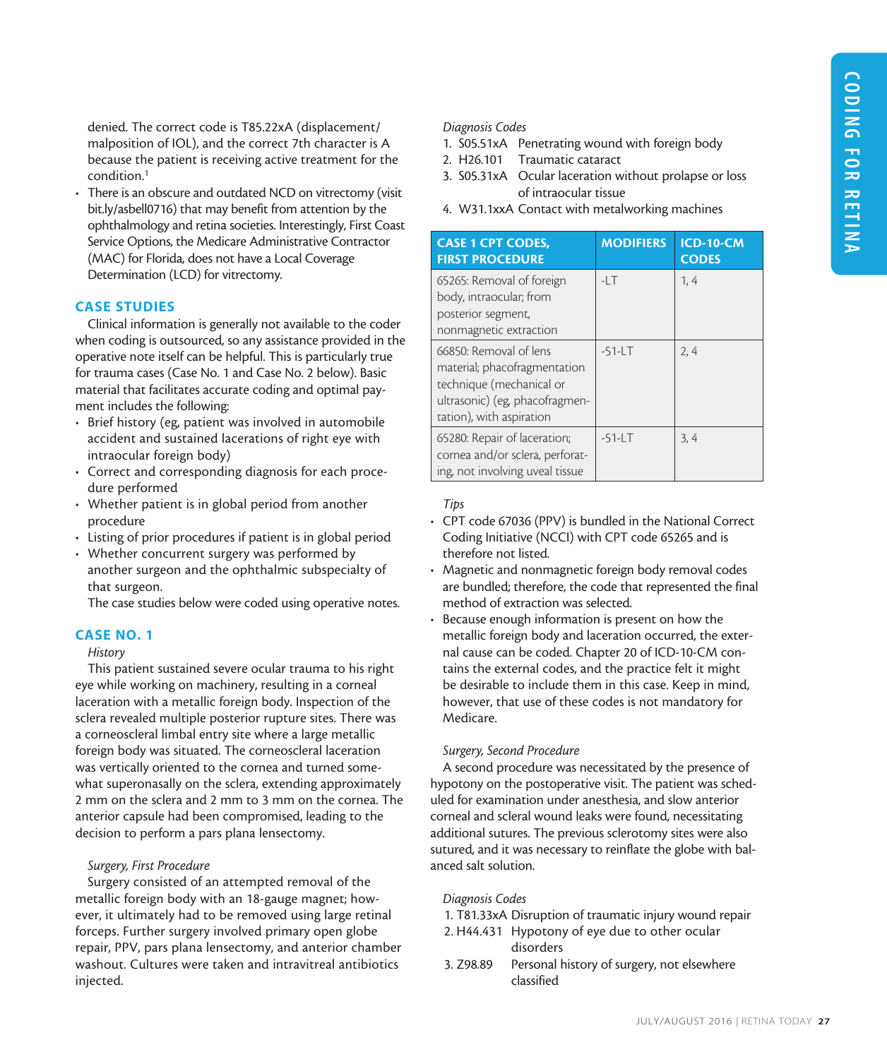denied. The correct code is T85.22xA (displacement/malposition of IOL), and the correct 7th character is A because the patient is receiving active treatment for the condition.[1]

- There is an obscure and outdated NCD on vitrectomy (visit bit.ly/asbell0716) that may benefit from attention by the ophthalmology and retina societies. Interestingly, First Coast Service Options, the Medicare Administrative Contractor (MAC) for Florida, does not have a Local Coverage Determination (LCD) for vitrectomy.

## CASE STUDIES

Clinical information is generally not available to the coder when coding is outsourced, so any assistance provided in the operative note itself can be helpful. This is particularly true for trauma cases (Case No. 1 and Case No. 2 below). Basic material that facilitates accurate coding and optimal payment includes the following:

- Brief history (eg, patient was involved in automobile accident and sustained lacerations of right eye with intraocular foreign body)
- Correct and corresponding diagnosis for each procedure performed
- Whether patient is in global period from another procedure
- Listing of prior procedures if patient is in global period
- Whether concurrent surgery was performed by another surgeon and the ophthalmic subspecialty of that surgeon.

The case studies below were coded using operative notes.

## CASE NO. 1

*History*

This patient sustained severe ocular trauma to his right eye while working on machinery, resulting in a corneal laceration with a metallic foreign body. Inspection of the sclera revealed multiple posterior rupture sites. There was a corneoscleral limbal entry site where a large metallic foreign body was situated. The corneoscleral laceration was vertically oriented to the cornea and turned somewhat superonasally on the sclera, extending approximately 2 mm on the sclera and 2 mm to 3 mm on the cornea. The anterior capsule had been compromised, leading to the decision to perform a pars plana lensectomy.

*Surgery, First Procedure*

Surgery consisted of an attempted removal of the metallic foreign body with an 18-gauge magnet; however, it ultimately had to be removed using large retinal forceps. Further surgery involved primary open globe repair, PPV, pars plana lensectomy, and anterior chamber washout. Cultures were taken and intravitreal antibiotics injected.

*Diagnosis Codes*

1. S05.51xA Penetrating wound with foreign body
2. H26.101 Traumatic cataract
3. S05.31xA Ocular laceration without prolapse or loss of intraocular tissue
4. W31.1xxA Contact with metalworking machines

| CASE 1 CPT CODES, FIRST PROCEDURE | MODIFIERS | ICD-10-CM CODES |
|---|---|---|
| 65265: Removal of foreign body, intraocular; from posterior segment, nonmagnetic extraction | -LT | 1, 4 |
| 66850: Removal of lens material; phacofragmentation technique (mechanical or ultrasonic) (eg, phacofragmentation), with aspiration | -51-LT | 2, 4 |
| 65280: Repair of laceration; cornea and/or sclera, perforating, not involving uveal tissue | -51-LT | 3, 4 |

*Tips*

- CPT code 67036 (PPV) is bundled in the National Correct Coding Initiative (NCCI) with CPT code 65265 and is therefore not listed.
- Magnetic and nonmagnetic foreign body removal codes are bundled; therefore, the code that represented the final method of extraction was selected.
- Because enough information is present on how the metallic foreign body and laceration occurred, the external cause can be coded. Chapter 20 of ICD-10-CM contains the external codes, and the practice felt it might be desirable to include them in this case. Keep in mind, however, that use of these codes is not mandatory for Medicare.

*Surgery, Second Procedure*

A second procedure was necessitated by the presence of hypotony on the postoperative visit. The patient was scheduled for examination under anesthesia, and slow anterior corneal and scleral wound leaks were found, necessitating additional sutures. The previous sclerotomy sites were also sutured, and it was necessary to reinflate the globe with balanced salt solution.

*Diagnosis Codes*

1. T81.33xA Disruption of traumatic injury wound repair
2. H44.431 Hypotony of eye due to other ocular disorders
3. Z98.89 Personal history of surgery, not elsewhere classified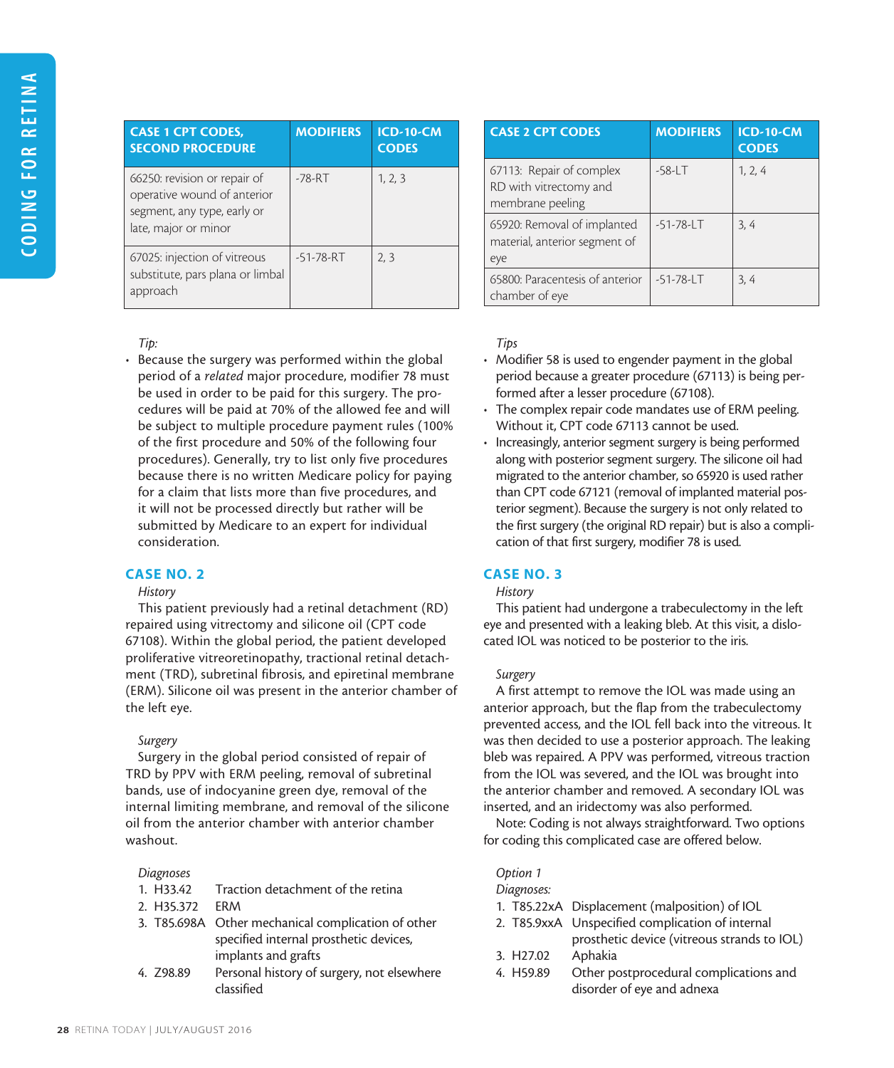| CASE 1 CPT CODES, SECOND PROCEDURE | MODIFIERS | ICD-10-CM CODES |
|---|---|---|
| 66250: revision or repair of operative wound of anterior segment, any type, early or late, major or minor | -78-RT | 1, 2, 3 |
| 67025: injection of vitreous substitute, pars plana or limbal approach | -51-78-RT | 2, 3 |

*Tip:*

- Because the surgery was performed within the global period of a *related* major procedure, modifier 78 must be used in order to be paid for this surgery. The procedures will be paid at 70% of the allowed fee and will be subject to multiple procedure payment rules (100% of the first procedure and 50% of the following four procedures). Generally, try to list only five procedures because there is no written Medicare policy for paying for a claim that lists more than five procedures, and it will not be processed directly but rather will be submitted by Medicare to an expert for individual consideration.

## CASE NO. 2

*History*

This patient previously had a retinal detachment (RD) repaired using vitrectomy and silicone oil (CPT code 67108). Within the global period, the patient developed proliferative vitreoretinopathy, tractional retinal detachment (TRD), subretinal fibrosis, and epiretinal membrane (ERM). Silicone oil was present in the anterior chamber of the left eye.

*Surgery*

Surgery in the global period consisted of repair of TRD by PPV with ERM peeling, removal of subretinal bands, use of indocyanine green dye, removal of the internal limiting membrane, and removal of the silicone oil from the anterior chamber with anterior chamber washout.

*Diagnoses*

1. H33.42 Traction detachment of the retina
2. H35.372 ERM
3. T85.698A Other mechanical complication of other specified internal prosthetic devices, implants and grafts
4. Z98.89 Personal history of surgery, not elsewhere classified

| CASE 2 CPT CODES | MODIFIERS | ICD-10-CM CODES |
|---|---|---|
| 67113: Repair of complex RD with vitrectomy and membrane peeling | -58-LT | 1, 2, 4 |
| 65920: Removal of implanted material, anterior segment of eye | -51-78-LT | 3, 4 |
| 65800: Paracentesis of anterior chamber of eye | -51-78-LT | 3, 4 |

*Tips*

- Modifier 58 is used to engender payment in the global period because a greater procedure (67113) is being performed after a lesser procedure (67108).
- The complex repair code mandates use of ERM peeling. Without it, CPT code 67113 cannot be used.
- Increasingly, anterior segment surgery is being performed along with posterior segment surgery. The silicone oil had migrated to the anterior chamber, so 65920 is used rather than CPT code 67121 (removal of implanted material posterior segment). Because the surgery is not only related to the first surgery (the original RD repair) but is also a complication of that first surgery, modifier 78 is used.

## CASE NO. 3

*History*

This patient had undergone a trabeculectomy in the left eye and presented with a leaking bleb. At this visit, a dislocated IOL was noticed to be posterior to the iris.

*Surgery*

A first attempt to remove the IOL was made using an anterior approach, but the flap from the trabeculectomy prevented access, and the IOL fell back into the vitreous. It was then decided to use a posterior approach. The leaking bleb was repaired. A PPV was performed, vitreous traction from the IOL was severed, and the IOL was brought into the anterior chamber and removed. A secondary IOL was inserted, and an iridectomy was also performed.

Note: Coding is not always straightforward. Two options for coding this complicated case are offered below.

*Option 1*

*Diagnoses:*

1. T85.22xA Displacement (malposition) of IOL
2. T85.9xxA Unspecified complication of internal prosthetic device (vitreous strands to IOL)
3. H27.02 Aphakia
4. H59.89 Other postprocedural complications and disorder of eye and adnexa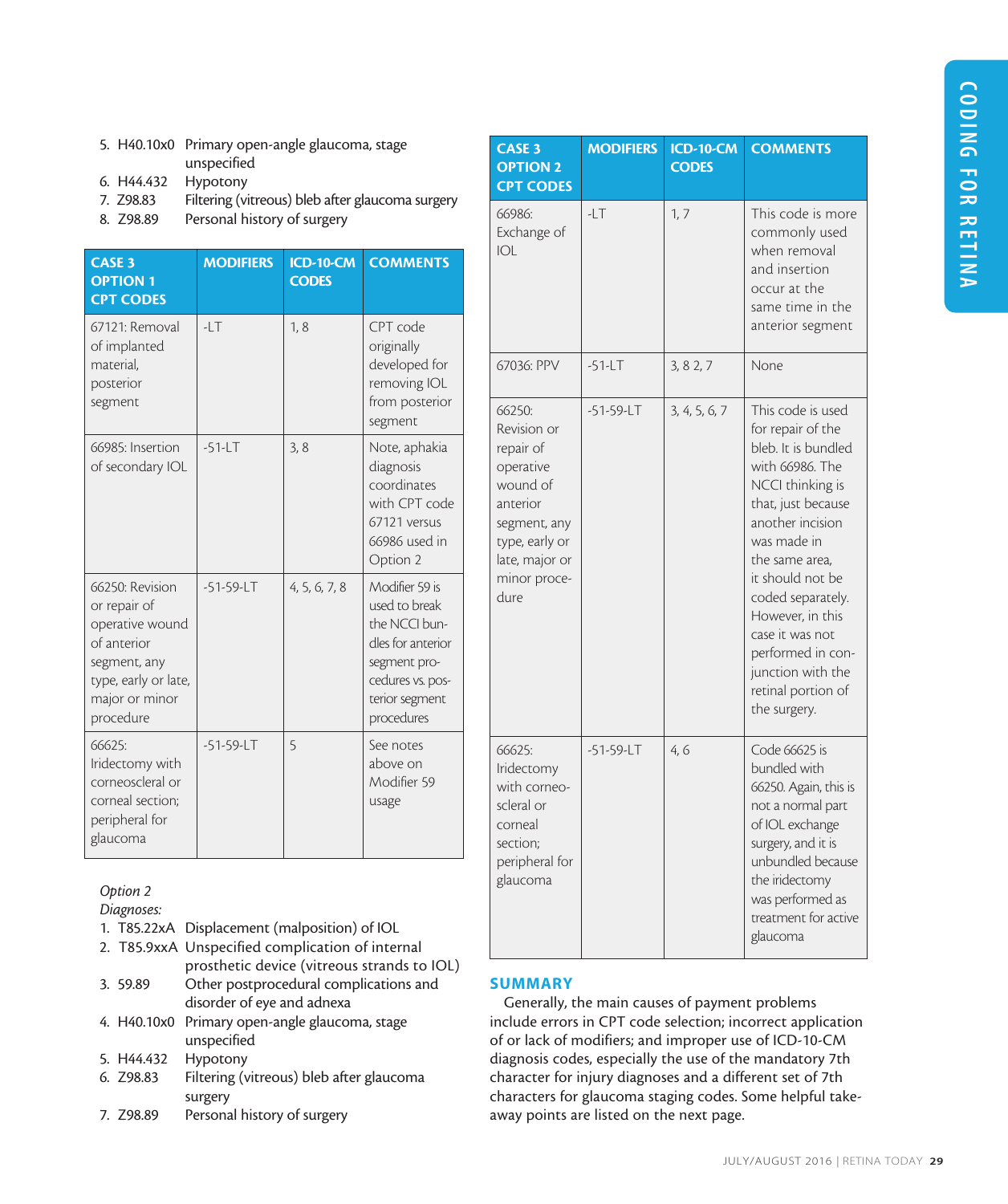5. H40.10x0 Primary open-angle glaucoma, stage unspecified
6. H44.432 Hypotony
7. Z98.83 Filtering (vitreous) bleb after glaucoma surgery
8. Z98.89 Personal history of surgery

| CASE 3 OPTION 1 CPT CODES | MODIFIERS | ICD-10-CM CODES | COMMENTS |
|---|---|---|---|
| 67121: Removal of implanted material, posterior segment | -LT | 1, 8 | CPT code originally developed for removing IOL from posterior segment |
| 66985: Insertion of secondary IOL | -51-LT | 3, 8 | Note, aphakia diagnosis coordinates with CPT code 67121 versus 66986 used in Option 2 |
| 66250: Revision or repair of operative wound of anterior segment, any type, early or late, major or minor procedure | -51-59-LT | 4, 5, 6, 7, 8 | Modifier 59 is used to break the NCCI bundles for anterior segment procedures vs. posterior segment procedures |
| 66625: Iridectomy with corneoscleral or corneal section; peripheral for glaucoma | -51-59-LT | 5 | See notes above on Modifier 59 usage |

*Option 2*
*Diagnoses:*
1. T85.22xA Displacement (malposition) of IOL
2. T85.9xxA Unspecified complication of internal prosthetic device (vitreous strands to IOL)
3. 59.89 Other postprocedural complications and disorder of eye and adnexa
4. H40.10x0 Primary open-angle glaucoma, stage unspecified
5. H44.432 Hypotony
6. Z98.83 Filtering (vitreous) bleb after glaucoma surgery
7. Z98.89 Personal history of surgery

| CASE 3 OPTION 2 CPT CODES | MODIFIERS | ICD-10-CM CODES | COMMENTS |
|---|---|---|---|
| 66986: Exchange of IOL | -LT | 1, 7 | This code is more commonly used when removal and insertion occur at the same time in the anterior segment |
| 67036: PPV | -51-LT | 3, 8 2, 7 | None |
| 66250: Revision or repair of operative wound of anterior segment, any type, early or late, major or minor procedure | -51-59-LT | 3, 4, 5, 6, 7 | This code is used for repair of the bleb. It is bundled with 66986. The NCCI thinking is that, just because another incision was made in the same area, it should not be coded separately. However, in this case it was not performed in conjunction with the retinal portion of the surgery. |
| 66625: Iridectomy with corneoscleral or corneal section; peripheral for glaucoma | -51-59-LT | 4, 6 | Code 66625 is bundled with 66250. Again, this is not a normal part of IOL exchange surgery, and it is unbundled because the iridectomy was performed as treatment for active glaucoma |

## SUMMARY

Generally, the main causes of payment problems include errors in CPT code selection; incorrect application of or lack of modifiers; and improper use of ICD-10-CM diagnosis codes, especially the use of the mandatory 7th character for injury diagnoses and a different set of 7th characters for glaucoma staging codes. Some helpful take-away points are listed on the next page.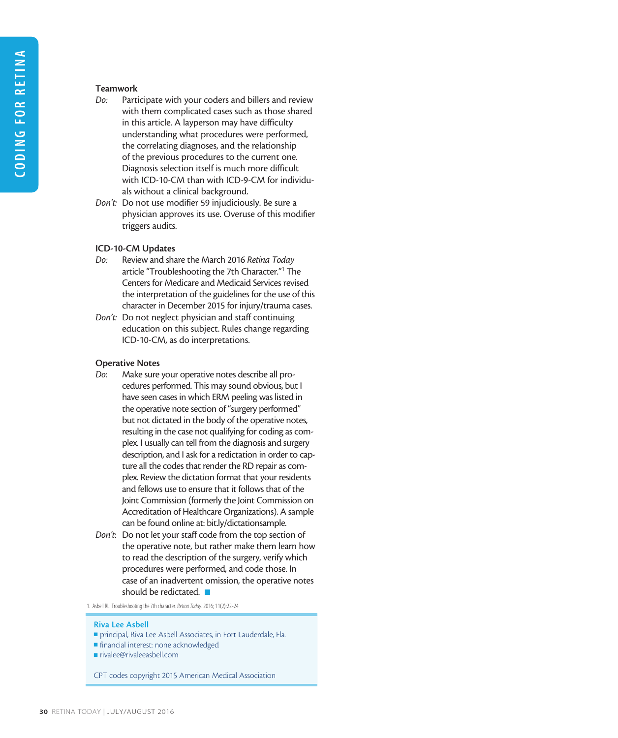### Teamwork

*Do:* Participate with your coders and billers and review with them complicated cases such as those shared in this article. A layperson may have difficulty understanding what procedures were performed, the correlating diagnoses, and the relationship of the previous procedures to the current one. Diagnosis selection itself is much more difficult with ICD-10-CM than with ICD-9-CM for individuals without a clinical background.

*Don't:* Do not use modifier 59 injudiciously. Be sure a physician approves its use. Overuse of this modifier triggers audits.

### ICD-10-CM Updates

*Do:* Review and share the March 2016 *Retina Today* article "Troubleshooting the 7th Character."[1] The Centers for Medicare and Medicaid Services revised the interpretation of the guidelines for the use of this character in December 2015 for injury/trauma cases.

*Don't:* Do not neglect physician and staff continuing education on this subject. Rules change regarding ICD-10-CM, as do interpretations.

### Operative Notes

*Do*: Make sure your operative notes describe all procedures performed. This may sound obvious, but I have seen cases in which ERM peeling was listed in the operative note section of "surgery performed" but not dictated in the body of the operative notes, resulting in the case not qualifying for coding as complex. I usually can tell from the diagnosis and surgery description, and I ask for a redictation in order to capture all the codes that render the RD repair as complex. Review the dictation format that your residents and fellows use to ensure that it follows that of the Joint Commission (formerly the Joint Commission on Accreditation of Healthcare Organizations). A sample can be found online at: bit.ly/dictationsample.

*Don't*: Do not let your staff code from the top section of the operative note, but rather make them learn how to read the description of the surgery, verify which procedures were performed, and code those. In case of an inadvertent omission, the operative notes should be redictated. ■

1. Asbell RL. Troubleshooting the 7th character. *Retina Today*. 2016; 11(2):22-24.

**Riva Lee Asbell**
- principal, Riva Lee Asbell Associates, in Fort Lauderdale, Fla.
- financial interest: none acknowledged
- rivalee@rivaleeasbell.com

CPT codes copyright 2015 American Medical Association